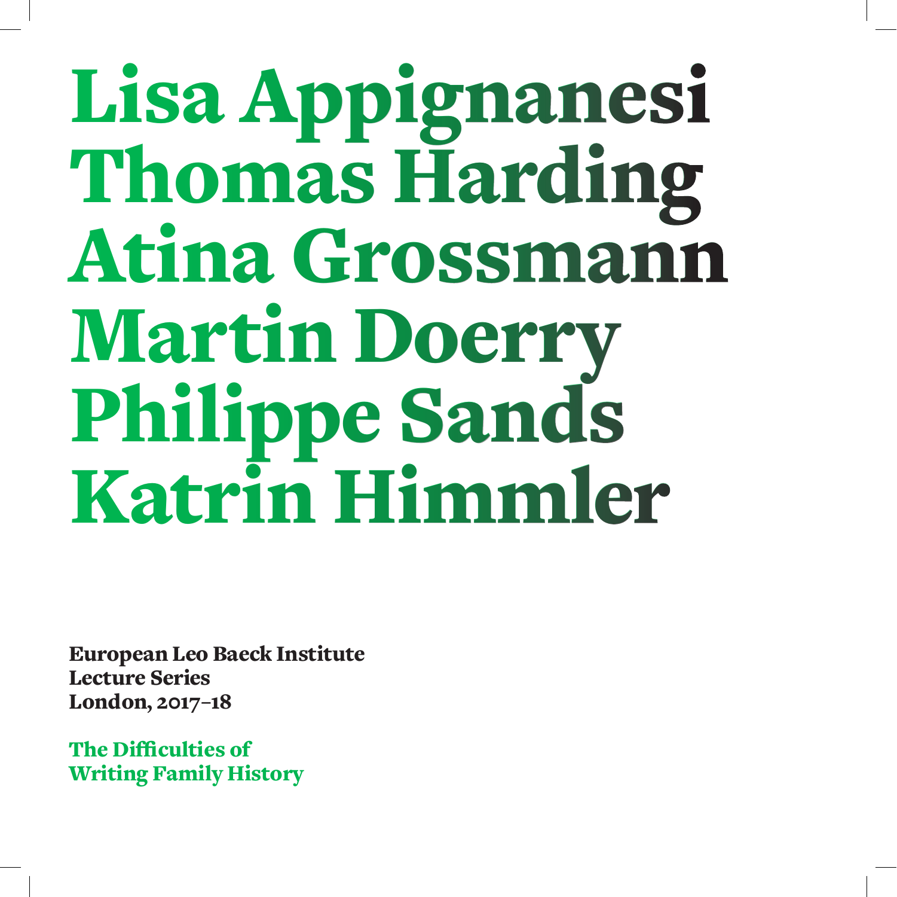# Lisa Appignanesi
# Thomas Harding
# Atina Grossmann
# Martin Doerry
# Philippe Sands
# Katrin Himmler

**European Leo Baeck Institute**
**Lecture Series**
**London, 2017–18**

## The Difficulties of Writing Family History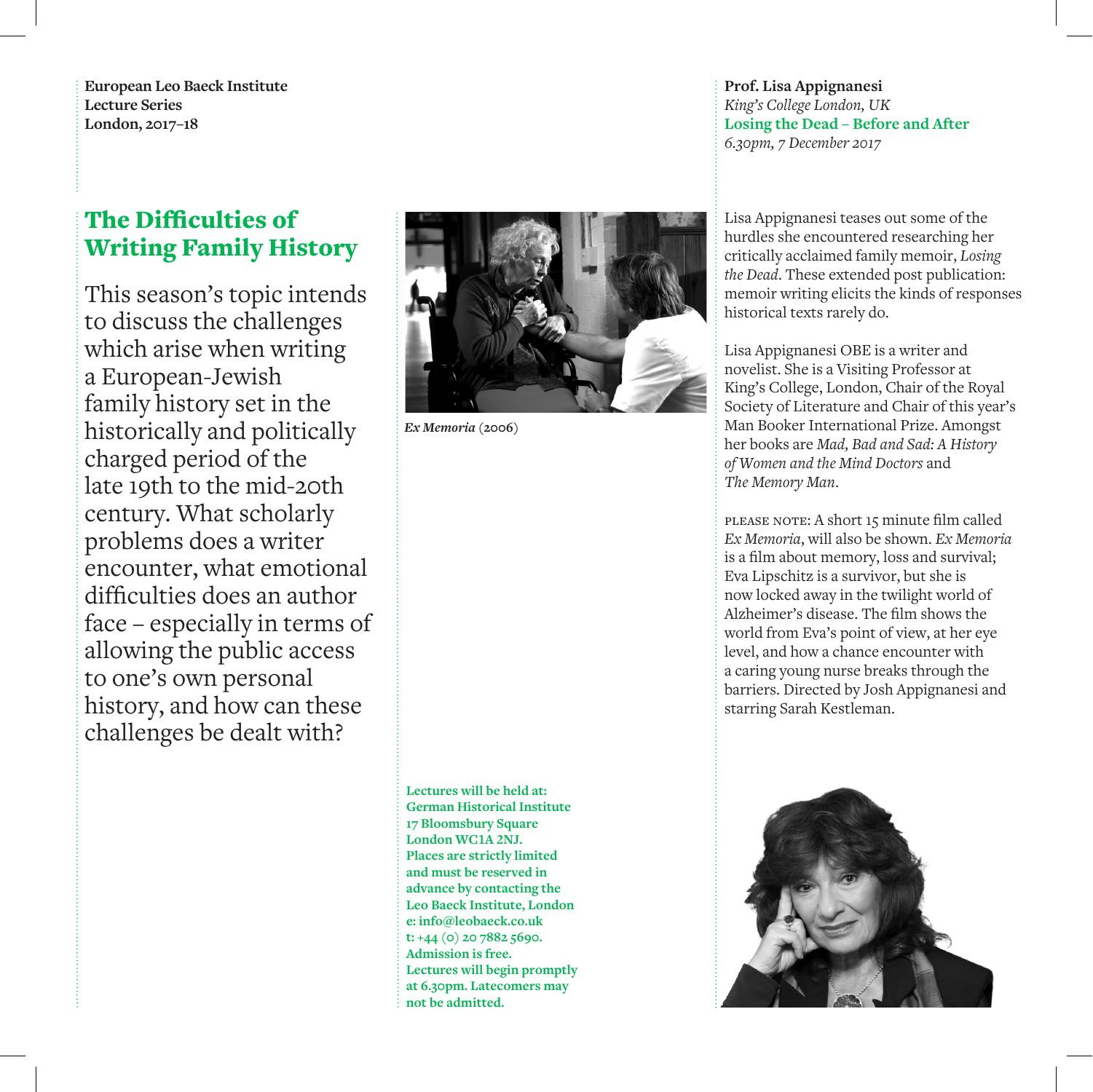**European Leo Baeck Institute**
**Lecture Series**
**London, 2017–18**

# The Difficulties of Writing Family History

This season's topic intends to discuss the challenges which arise when writing a European-Jewish family history set in the historically and politically charged period of the late 19th to the mid-20th century. What scholarly problems does a writer encounter, what emotional difficulties does an author face – especially in terms of allowing the public access to one's own personal history, and how can these challenges be dealt with?

*Ex Memoria* (2006)

**Lectures will be held at:**
**German Historical Institute**
**17 Bloomsbury Square**
**London WC1A 2NJ.**
**Places are strictly limited and must be reserved in advance by contacting the Leo Baeck Institute, London**
**e: info@leobaeck.co.uk**
**t: +44 (0) 20 7882 5690.**
**Admission is free.**
**Lectures will begin promptly at 6.30pm. Latecomers may not be admitted.**

**Prof. Lisa Appignanesi**
*King's College London, UK*
**Losing the Dead – Before and After**
*6.30pm, 7 December 2017*

Lisa Appignanesi teases out some of the hurdles she encountered researching her critically acclaimed family memoir, *Losing the Dead*. These extended post publication: memoir writing elicits the kinds of responses historical texts rarely do.

Lisa Appignanesi OBE is a writer and novelist. She is a Visiting Professor at King's College, London, Chair of the Royal Society of Literature and Chair of this year's Man Booker International Prize. Amongst her books are *Mad, Bad and Sad: A History of Women and the Mind Doctors* and *The Memory Man*.

PLEASE NOTE: A short 15 minute film called *Ex Memoria*, will also be shown. *Ex Memoria* is a film about memory, loss and survival; Eva Lipschitz is a survivor, but she is now locked away in the twilight world of Alzheimer's disease. The film shows the world from Eva's point of view, at her eye level, and how a chance encounter with a caring young nurse breaks through the barriers. Directed by Josh Appignanesi and starring Sarah Kestleman.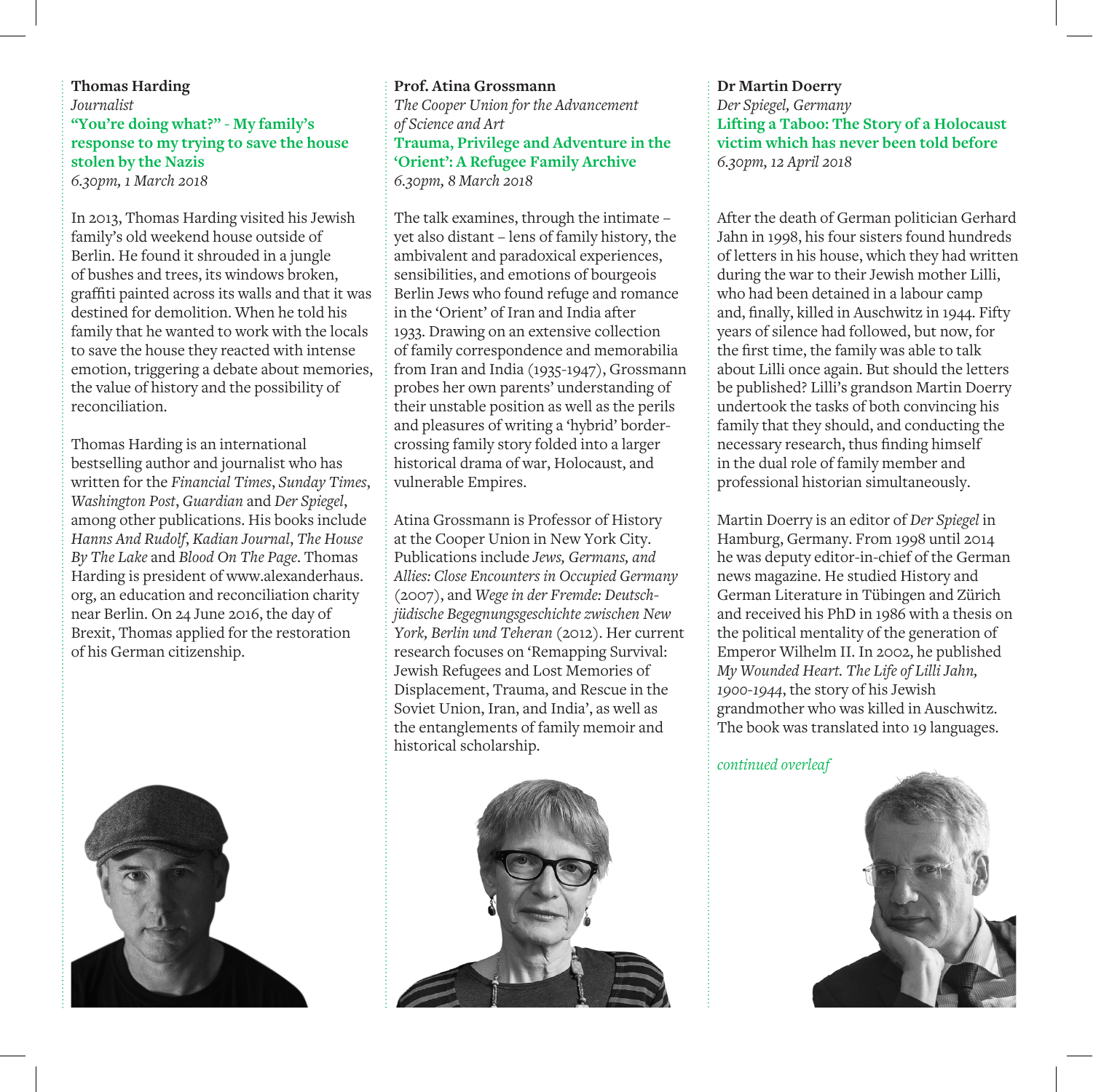**Thomas Harding**
*Journalist*
**"You're doing what?" - My family's response to my trying to save the house stolen by the Nazis**
*6.30pm, 1 March 2018*

In 2013, Thomas Harding visited his Jewish family's old weekend house outside of Berlin. He found it shrouded in a jungle of bushes and trees, its windows broken, graffiti painted across its walls and that it was destined for demolition. When he told his family that he wanted to work with the locals to save the house they reacted with intense emotion, triggering a debate about memories, the value of history and the possibility of reconciliation.

Thomas Harding is an international bestselling author and journalist who has written for the *Financial Times*, *Sunday Times*, *Washington Post*, *Guardian* and *Der Spiegel*, among other publications. His books include *Hanns And Rudolf*, *Kadian Journal*, *The House By The Lake* and *Blood On The Page*. Thomas Harding is president of www.alexanderhaus.org, an education and reconciliation charity near Berlin. On 24 June 2016, the day of Brexit, Thomas applied for the restoration of his German citizenship.

**Prof. Atina Grossmann**
*The Cooper Union for the Advancement of Science and Art*
**Trauma, Privilege and Adventure in the 'Orient': A Refugee Family Archive**
*6.30pm, 8 March 2018*

The talk examines, through the intimate – yet also distant – lens of family history, the ambivalent and paradoxical experiences, sensibilities, and emotions of bourgeois Berlin Jews who found refuge and romance in the 'Orient' of Iran and India after 1933. Drawing on an extensive collection of family correspondence and memorabilia from Iran and India (1935-1947), Grossmann probes her own parents' understanding of their unstable position as well as the perils and pleasures of writing a 'hybrid' border-crossing family story folded into a larger historical drama of war, Holocaust, and vulnerable Empires.

Atina Grossmann is Professor of History at the Cooper Union in New York City. Publications include *Jews, Germans, and Allies: Close Encounters in Occupied Germany* (2007), and *Wege in der Fremde: Deutsch-jüdische Begegnungsgeschichte zwischen New York, Berlin und Teheran* (2012). Her current research focuses on 'Remapping Survival: Jewish Refugees and Lost Memories of Displacement, Trauma, and Rescue in the Soviet Union, Iran, and India', as well as the entanglements of family memoir and historical scholarship.

**Dr Martin Doerry**
*Der Spiegel, Germany*
**Lifting a Taboo: The Story of a Holocaust victim which has never been told before**
*6.30pm, 12 April 2018*

After the death of German politician Gerhard Jahn in 1998, his four sisters found hundreds of letters in his house, which they had written during the war to their Jewish mother Lilli, who had been detained in a labour camp and, finally, killed in Auschwitz in 1944. Fifty years of silence had followed, but now, for the first time, the family was able to talk about Lilli once again. But should the letters be published? Lilli's grandson Martin Doerry undertook the tasks of both convincing his family that they should, and conducting the necessary research, thus finding himself in the dual role of family member and professional historian simultaneously.

Martin Doerry is an editor of *Der Spiegel* in Hamburg, Germany. From 1998 until 2014 he was deputy editor-in-chief of the German news magazine. He studied History and German Literature in Tübingen and Zürich and received his PhD in 1986 with a thesis on the political mentality of the generation of Emperor Wilhelm II. In 2002, he published *My Wounded Heart. The Life of Lilli Jahn, 1900-1944*, the story of his Jewish grandmother who was killed in Auschwitz. The book was translated into 19 languages.

*continued overleaf*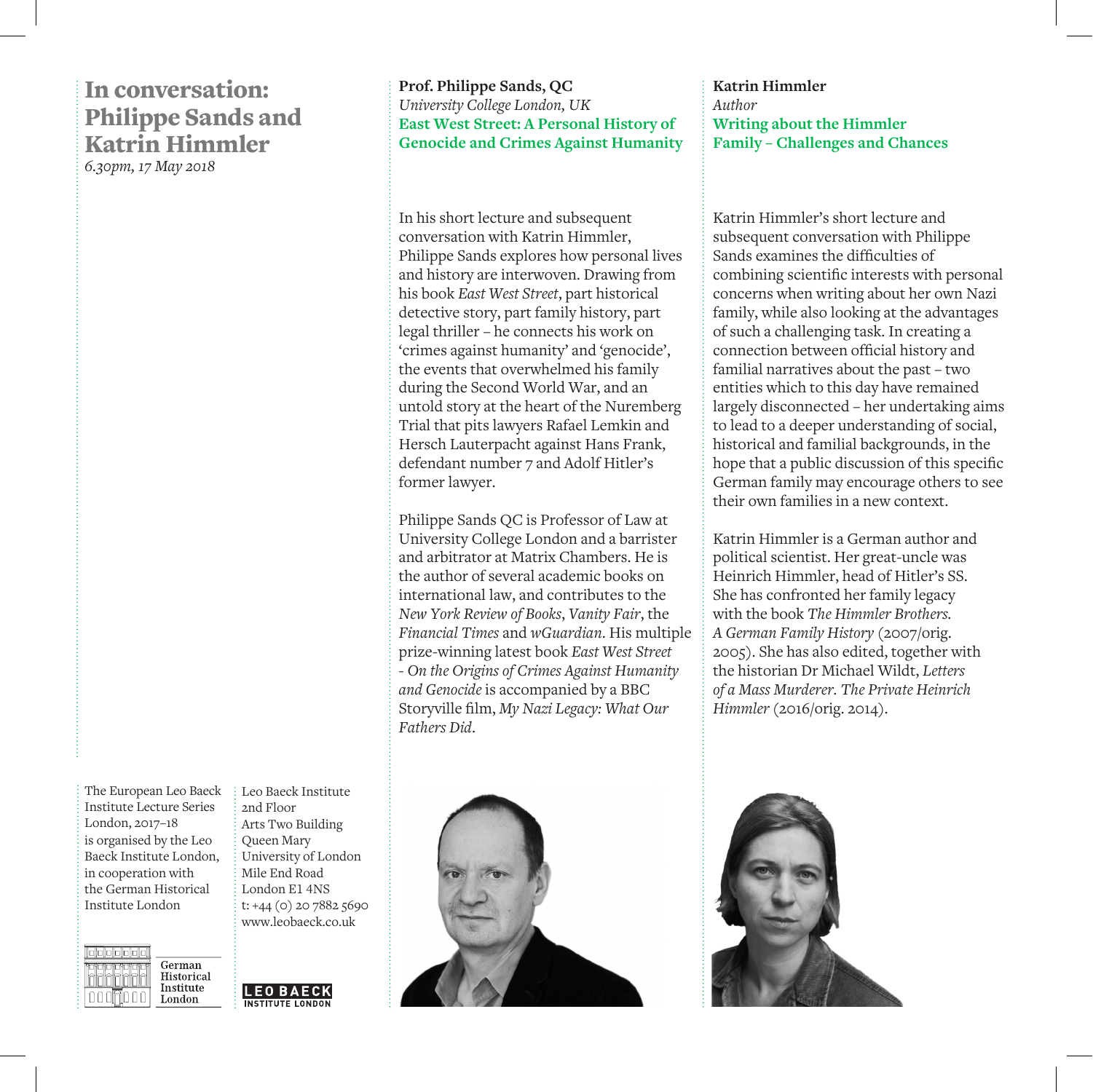# In conversation: Philippe Sands and Katrin Himmler

*6.30pm, 17 May 2018*

**Prof. Philippe Sands, QC**
*University College London, UK*

## East West Street: A Personal History of Genocide and Crimes Against Humanity

In his short lecture and subsequent conversation with Katrin Himmler, Philippe Sands explores how personal lives and history are interwoven. Drawing from his book *East West Street*, part historical detective story, part family history, part legal thriller – he connects his work on 'crimes against humanity' and 'genocide', the events that overwhelmed his family during the Second World War, and an untold story at the heart of the Nuremberg Trial that pits lawyers Rafael Lemkin and Hersch Lauterpacht against Hans Frank, defendant number 7 and Adolf Hitler's former lawyer.

Philippe Sands QC is Professor of Law at University College London and a barrister and arbitrator at Matrix Chambers. He is the author of several academic books on international law, and contributes to the *New York Review of Books*, *Vanity Fair*, the *Financial Times* and *wGuardian*. His multiple prize-winning latest book *East West Street - On the Origins of Crimes Against Humanity and Genocide* is accompanied by a BBC Storyville film, *My Nazi Legacy: What Our Fathers Did*.

**Katrin Himmler**
*Author*

## Writing about the Himmler Family – Challenges and Chances

Katrin Himmler's short lecture and subsequent conversation with Philippe Sands examines the difficulties of combining scientific interests with personal concerns when writing about her own Nazi family, while also looking at the advantages of such a challenging task. In creating a connection between official history and familial narratives about the past – two entities which to this day have remained largely disconnected – her undertaking aims to lead to a deeper understanding of social, historical and familial backgrounds, in the hope that a public discussion of this specific German family may encourage others to see their own families in a new context.

Katrin Himmler is a German author and political scientist. Her great-uncle was Heinrich Himmler, head of Hitler's SS. She has confronted her family legacy with the book *The Himmler Brothers. A German Family History* (2007/orig. 2005). She has also edited, together with the historian Dr Michael Wildt, *Letters of a Mass Murderer. The Private Heinrich Himmler* (2016/orig. 2014).

The European Leo Baeck Institute Lecture Series London, 2017–18 is organised by the Leo Baeck Institute London, in cooperation with the German Historical Institute London

Leo Baeck Institute
2nd Floor
Arts Two Building
Queen Mary
University of London
Mile End Road
London E1 4NS
t: +44 (0) 20 7882 5690
www.leobaeck.co.uk

German Historical Institute London

LEO BAECK INSTITUTE LONDON